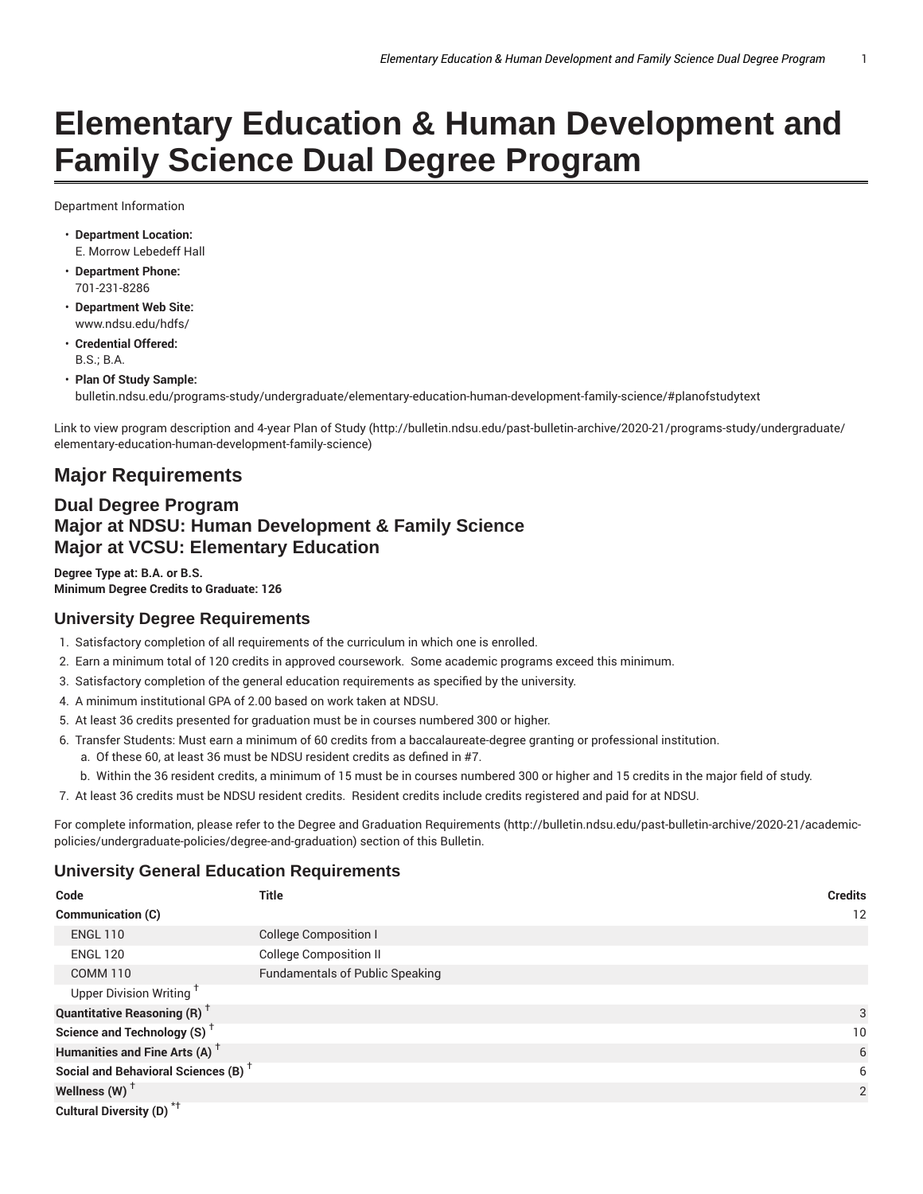# Elementary Education & Human Development and Family Science Dual Degree Program

Department Information

- **Department Location:**
  E. Morrow Lebedeff Hall
- **Department Phone:**
  701-231-8286
- **Department Web Site:**
  www.ndsu.edu/hdfs/
- **Credential Offered:**
  B.S.; B.A.
- **Plan Of Study Sample:**
  bulletin.ndsu.edu/programs-study/undergraduate/elementary-education-human-development-family-science/#planofstudytext

Link to view program description and 4-year Plan of Study (http://bulletin.ndsu.edu/past-bulletin-archive/2020-21/programs-study/undergraduate/elementary-education-human-development-family-science)

## Major Requirements

### Dual Degree Program
### Major at NDSU: Human Development & Family Science
### Major at VCSU: Elementary Education

**Degree Type at: B.A. or B.S.**
**Minimum Degree Credits to Graduate: 126**

### University Degree Requirements

1. Satisfactory completion of all requirements of the curriculum in which one is enrolled.
2. Earn a minimum total of 120 credits in approved coursework. Some academic programs exceed this minimum.
3. Satisfactory completion of the general education requirements as specified by the university.
4. A minimum institutional GPA of 2.00 based on work taken at NDSU.
5. At least 36 credits presented for graduation must be in courses numbered 300 or higher.
6. Transfer Students: Must earn a minimum of 60 credits from a baccalaureate-degree granting or professional institution.
   a. Of these 60, at least 36 must be NDSU resident credits as defined in #7.
   b. Within the 36 resident credits, a minimum of 15 must be in courses numbered 300 or higher and 15 credits in the major field of study.
7. At least 36 credits must be NDSU resident credits. Resident credits include credits registered and paid for at NDSU.

For complete information, please refer to the Degree and Graduation Requirements (http://bulletin.ndsu.edu/past-bulletin-archive/2020-21/academic-policies/undergraduate-policies/degree-and-graduation) section of this Bulletin.

### University General Education Requirements

| Code | Title | Credits |
|---|---|---|
| **Communication (C)** | | 12 |
| ENGL 110 | College Composition I | |
| ENGL 120 | College Composition II | |
| COMM 110 | Fundamentals of Public Speaking | |
| Upper Division Writing † | | |
| **Quantitative Reasoning (R) †** | | 3 |
| **Science and Technology (S) †** | | 10 |
| **Humanities and Fine Arts (A) †** | | 6 |
| **Social and Behavioral Sciences (B) †** | | 6 |
| **Wellness (W) †** | | 2 |
| **Cultural Diversity (D) *†** | | |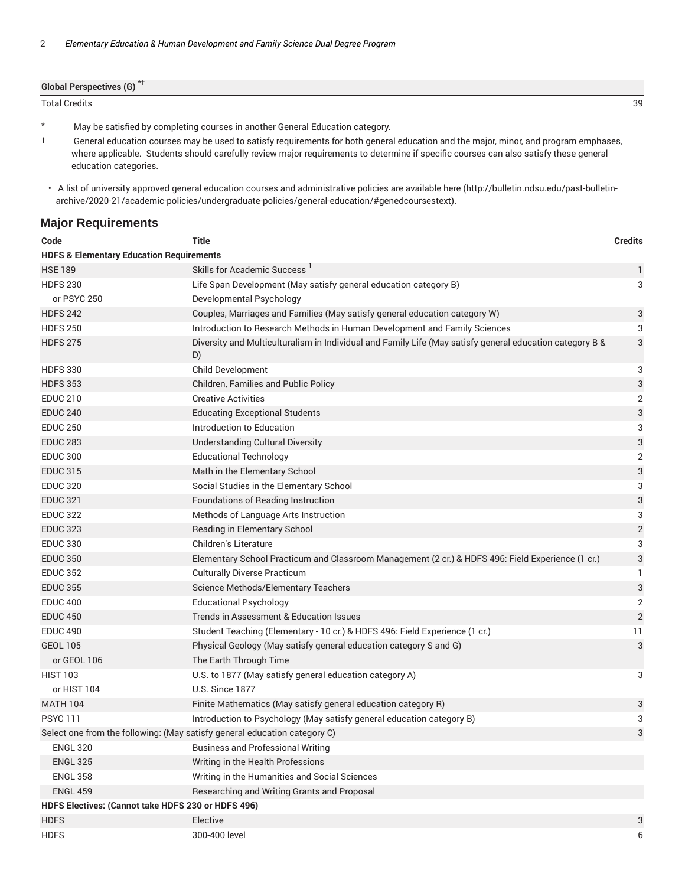| | |
|---|---|
| **Global Perspectives (G)** *† | |
| Total Credits | 39 |

- \* May be satisfied by completing courses in another General Education category.
- † General education courses may be used to satisfy requirements for both general education and the major, minor, and program emphases, where applicable. Students should carefully review major requirements to determine if specific courses can also satisfy these general education categories.

- A list of university approved general education courses and administrative policies are available here (http://bulletin.ndsu.edu/past-bulletin-archive/2020-21/academic-policies/undergraduate-policies/general-education/#genedcoursestext).

## Major Requirements

| Code | Title | Credits |
|---|---|---|
| **HDFS & Elementary Education Requirements** | | |
| HSE 189 | Skills for Academic Success [1] | 1 |
| HDFS 230 | Life Span Development (May satisfy general education category B) | 3 |
| or PSYC 250 | Developmental Psychology | |
| HDFS 242 | Couples, Marriages and Families (May satisfy general education category W) | 3 |
| HDFS 250 | Introduction to Research Methods in Human Development and Family Sciences | 3 |
| HDFS 275 | Diversity and Multiculturalism in Individual and Family Life (May satisfy general education category B & D) | 3 |
| HDFS 330 | Child Development | 3 |
| HDFS 353 | Children, Families and Public Policy | 3 |
| EDUC 210 | Creative Activities | 2 |
| EDUC 240 | Educating Exceptional Students | 3 |
| EDUC 250 | Introduction to Education | 3 |
| EDUC 283 | Understanding Cultural Diversity | 3 |
| EDUC 300 | Educational Technology | 2 |
| EDUC 315 | Math in the Elementary School | 3 |
| EDUC 320 | Social Studies in the Elementary School | 3 |
| EDUC 321 | Foundations of Reading Instruction | 3 |
| EDUC 322 | Methods of Language Arts Instruction | 3 |
| EDUC 323 | Reading in Elementary School | 2 |
| EDUC 330 | Children's Literature | 3 |
| EDUC 350 | Elementary School Practicum and Classroom Management (2 cr.) & HDFS 496: Field Experience (1 cr.) | 3 |
| EDUC 352 | Culturally Diverse Practicum | 1 |
| EDUC 355 | Science Methods/Elementary Teachers | 3 |
| EDUC 400 | Educational Psychology | 2 |
| EDUC 450 | Trends in Assessment & Education Issues | 2 |
| EDUC 490 | Student Teaching (Elementary - 10 cr.) & HDFS 496: Field Experience (1 cr.) | 11 |
| GEOL 105 | Physical Geology (May satisfy general education category S and G) | 3 |
| or GEOL 106 | The Earth Through Time | |
| HIST 103 | U.S. to 1877 (May satisfy general education category A) | 3 |
| or HIST 104 | U.S. Since 1877 | |
| MATH 104 | Finite Mathematics (May satisfy general education category R) | 3 |
| PSYC 111 | Introduction to Psychology (May satisfy general education category B) | 3 |
| Select one from the following: (May satisfy general education category C) | | 3 |
| ENGL 320 | Business and Professional Writing | |
| ENGL 325 | Writing in the Health Professions | |
| ENGL 358 | Writing in the Humanities and Social Sciences | |
| ENGL 459 | Researching and Writing Grants and Proposal | |
| **HDFS Electives: (Cannot take HDFS 230 or HDFS 496)** | | |
| HDFS | Elective | 3 |
| HDFS | 300-400 level | 6 |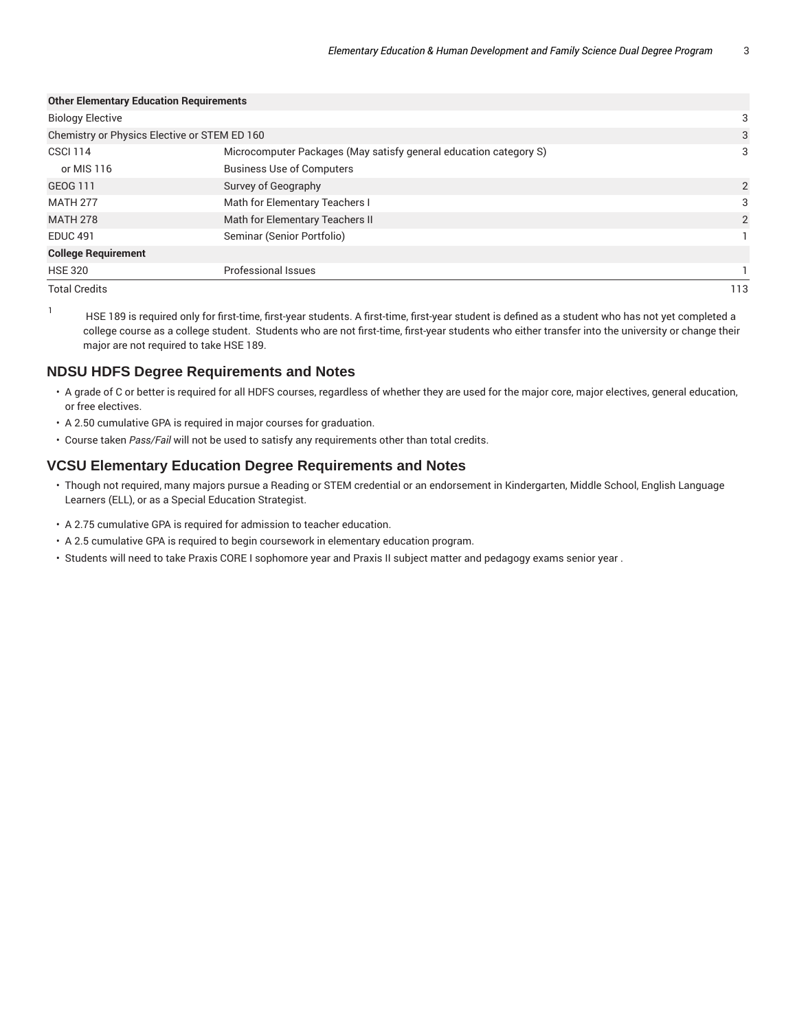| | | |
|---|---|---|
| **Other Elementary Education Requirements** | | |
| Biology Elective | | 3 |
| Chemistry or Physics Elective or STEM ED 160 | | 3 |
| CSCI 114 | Microcomputer Packages (May satisfy general education category S) | 3 |
| or MIS 116 | Business Use of Computers | |
| GEOG 111 | Survey of Geography | 2 |
| MATH 277 | Math for Elementary Teachers I | 3 |
| MATH 278 | Math for Elementary Teachers II | 2 |
| EDUC 491 | Seminar (Senior Portfolio) | 1 |
| **College Requirement** | | |
| HSE 320 | Professional Issues | 1 |
| Total Credits | | 113 |

[1] HSE 189 is required only for first-time, first-year students. A first-time, first-year student is defined as a student who has not yet completed a college course as a college student. Students who are not first-time, first-year students who either transfer into the university or change their major are not required to take HSE 189.

## NDSU HDFS Degree Requirements and Notes

- A grade of C or better is required for all HDFS courses, regardless of whether they are used for the major core, major electives, general education, or free electives.
- A 2.50 cumulative GPA is required in major courses for graduation.
- Course taken *Pass/Fail* will not be used to satisfy any requirements other than total credits.

## VCSU Elementary Education Degree Requirements and Notes

- Though not required, many majors pursue a Reading or STEM credential or an endorsement in Kindergarten, Middle School, English Language Learners (ELL), or as a Special Education Strategist.
- A 2.75 cumulative GPA is required for admission to teacher education.
- A 2.5 cumulative GPA is required to begin coursework in elementary education program.
- Students will need to take Praxis CORE I sophomore year and Praxis II subject matter and pedagogy exams senior year .